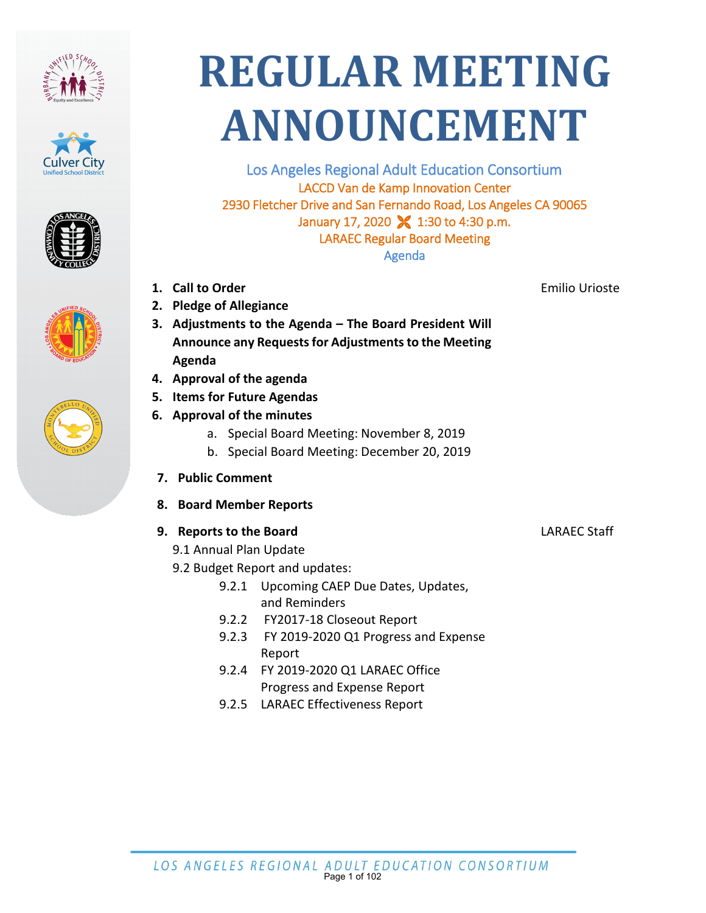# REGULAR MEETING ANNOUNCEMENT

Los Angeles Regional Adult Education Consortium
LACCD Van de Kamp Innovation Center
2930 Fletcher Drive and San Fernando Road, Los Angeles CA 90065
January 17, 2020 1:30 to 4:30 p.m.
LARAEC Regular Board Meeting
Agenda

1. **Call to Order** — Emilio Urioste
2. **Pledge of Allegiance**
3. **Adjustments to the Agenda – The Board President Will Announce any Requests for Adjustments to the Meeting Agenda**
4. **Approval of the agenda**
5. **Items for Future Agendas**
6. **Approval of the minutes**
   - a. Special Board Meeting: November 8, 2019
   - b. Special Board Meeting: December 20, 2019
7. **Public Comment**
8. **Board Member Reports**
9. **Reports to the Board** — LARAEC Staff

   9.1 Annual Plan Update

   9.2 Budget Report and updates:

   - 9.2.1 Upcoming CAEP Due Dates, Updates, and Reminders
   - 9.2.2 FY2017-18 Closeout Report
   - 9.2.3 FY 2019-2020 Q1 Progress and Expense Report
   - 9.2.4 FY 2019-2020 Q1 LARAEC Office Progress and Expense Report
   - 9.2.5 LARAEC Effectiveness Report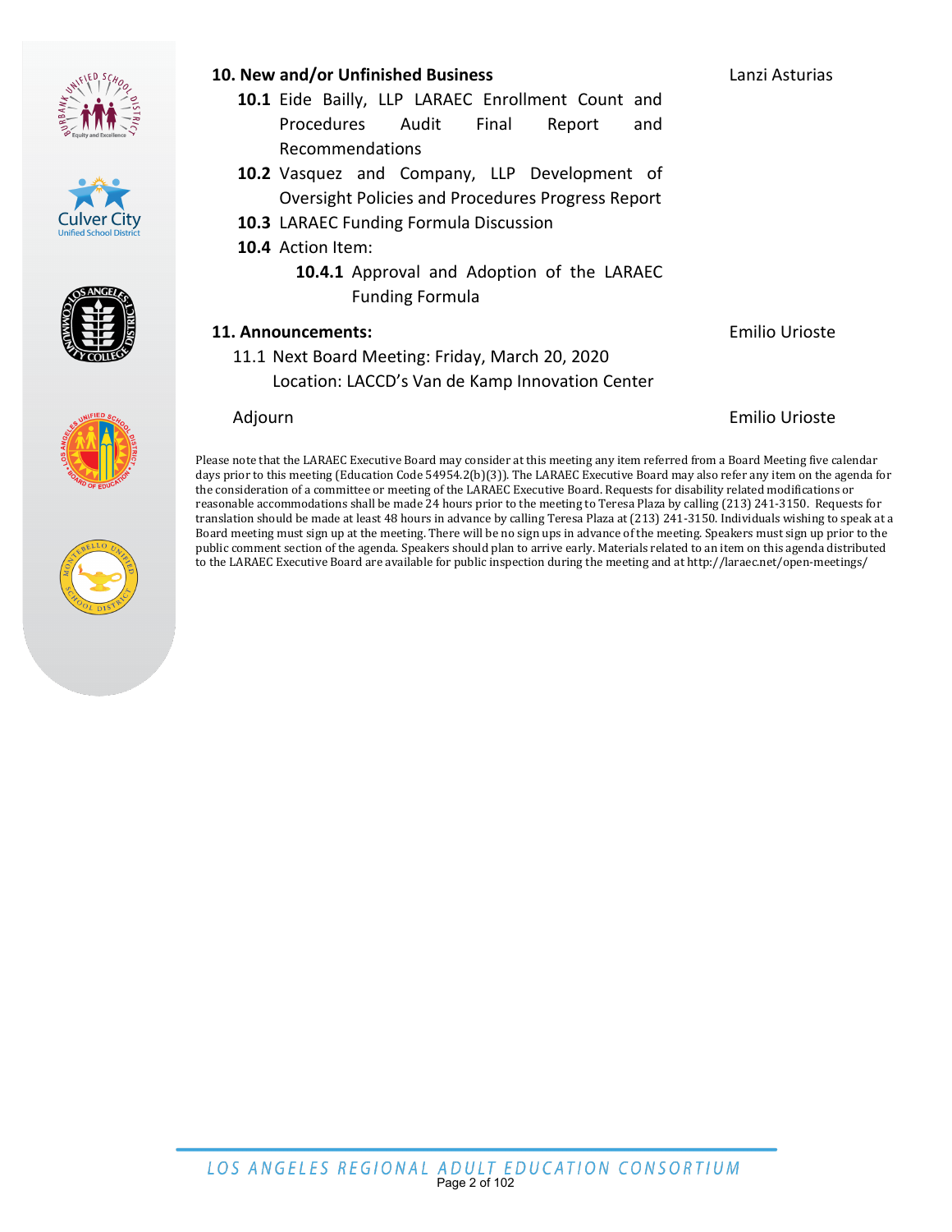**10. New and/or Unfinished Business** — Lanzi Asturias

- **10.1** Eide Bailly, LLP LARAEC Enrollment Count and Procedures Audit Final Report and Recommendations
- **10.2** Vasquez and Company, LLP Development of Oversight Policies and Procedures Progress Report
- **10.3** LARAEC Funding Formula Discussion
- **10.4** Action Item:
  - **10.4.1** Approval and Adoption of the LARAEC Funding Formula

**11. Announcements:** — Emilio Urioste

11.1 Next Board Meeting: Friday, March 20, 2020
Location: LACCD's Van de Kamp Innovation Center

Adjourn — Emilio Urioste

Please note that the LARAEC Executive Board may consider at this meeting any item referred from a Board Meeting five calendar days prior to this meeting (Education Code 54954.2(b)(3)). The LARAEC Executive Board may also refer any item on the agenda for the consideration of a committee or meeting of the LARAEC Executive Board. Requests for disability related modifications or reasonable accommodations shall be made 24 hours prior to the meeting to Teresa Plaza by calling (213) 241-3150. Requests for translation should be made at least 48 hours in advance by calling Teresa Plaza at (213) 241-3150. Individuals wishing to speak at a Board meeting must sign up at the meeting. There will be no sign ups in advance of the meeting. Speakers must sign up prior to the public comment section of the agenda. Speakers should plan to arrive early. Materials related to an item on this agenda distributed to the LARAEC Executive Board are available for public inspection during the meeting and at http://laraec.net/open-meetings/